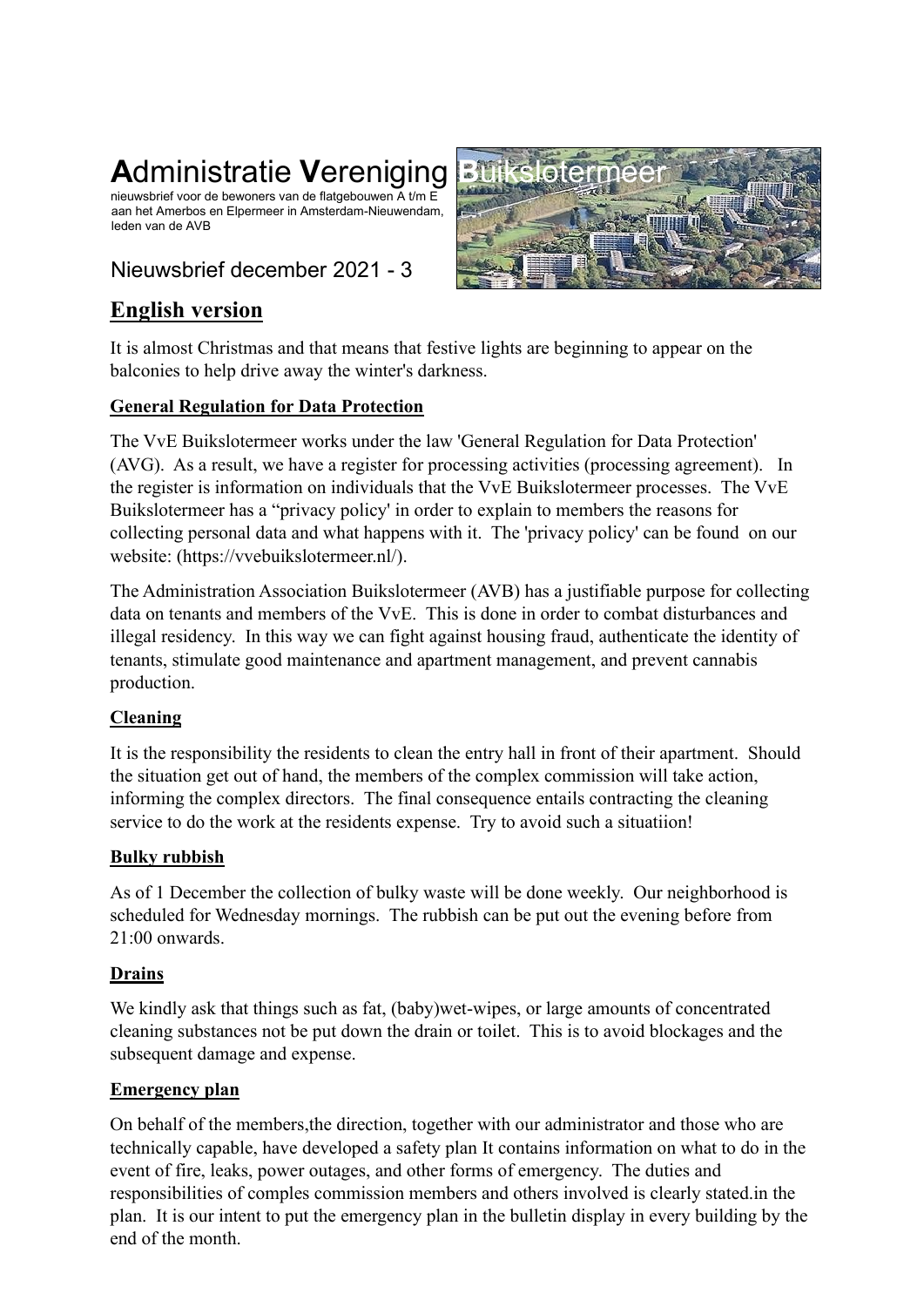# **A**dministratie **V**ereniging **B**uikslotermeer

nieuwsbrief voor de bewoners van de flatgebouwen A t/m E aan het Amerbos en Elpermeer in Amsterdam-Nieuwendam, leden van de AVB

Nieuwsbrief december 2021 - 3

## English version

It is almost Christmas and that means that festive lights are beginning to appear on the balconies to help drive away the winter's darkness.

### General Regulation for Data Protection

The VvE Buikslotermeer works under the law 'General Regulation for Data Protection' (AVG). As a result, we have a register for processing activities (processing agreement). In the register is information on individuals that the VvE Buikslotermeer processes. The VvE Buikslotermeer has a "privacy policy' in order to explain to members the reasons for collecting personal data and what happens with it. The 'privacy policy' can be found on our website: (https://vvebuikslotermeer.nl/).

The Administration Association Buikslotermeer (AVB) has a justifiable purpose for collecting data on tenants and members of the VvE. This is done in order to combat disturbances and illegal residency. In this way we can fight against housing fraud, authenticate the identity of tenants, stimulate good maintenance and apartment management, and prevent cannabis production.

### Cleaning

It is the responsibility the residents to clean the entry hall in front of their apartment. Should the situation get out of hand, the members of the complex commission will take action, informing the complex directors. The final consequence entails contracting the cleaning service to do the work at the residents expense. Try to avoid such a situatiion!

### Bulky rubbish

As of 1 December the collection of bulky waste will be done weekly. Our neighborhood is scheduled for Wednesday mornings. The rubbish can be put out the evening before from 21:00 onwards.

### Drains

We kindly ask that things such as fat, (baby)wet-wipes, or large amounts of concentrated cleaning substances not be put down the drain or toilet. This is to avoid blockages and the subsequent damage and expense.

### Emergency plan

On behalf of the members,the direction, together with our administrator and those who are technically capable, have developed a safety plan It contains information on what to do in the event of fire, leaks, power outages, and other forms of emergency. The duties and responsibilities of comples commission members and others involved is clearly stated.in the plan. It is our intent to put the emergency plan in the bulletin display in every building by the end of the month.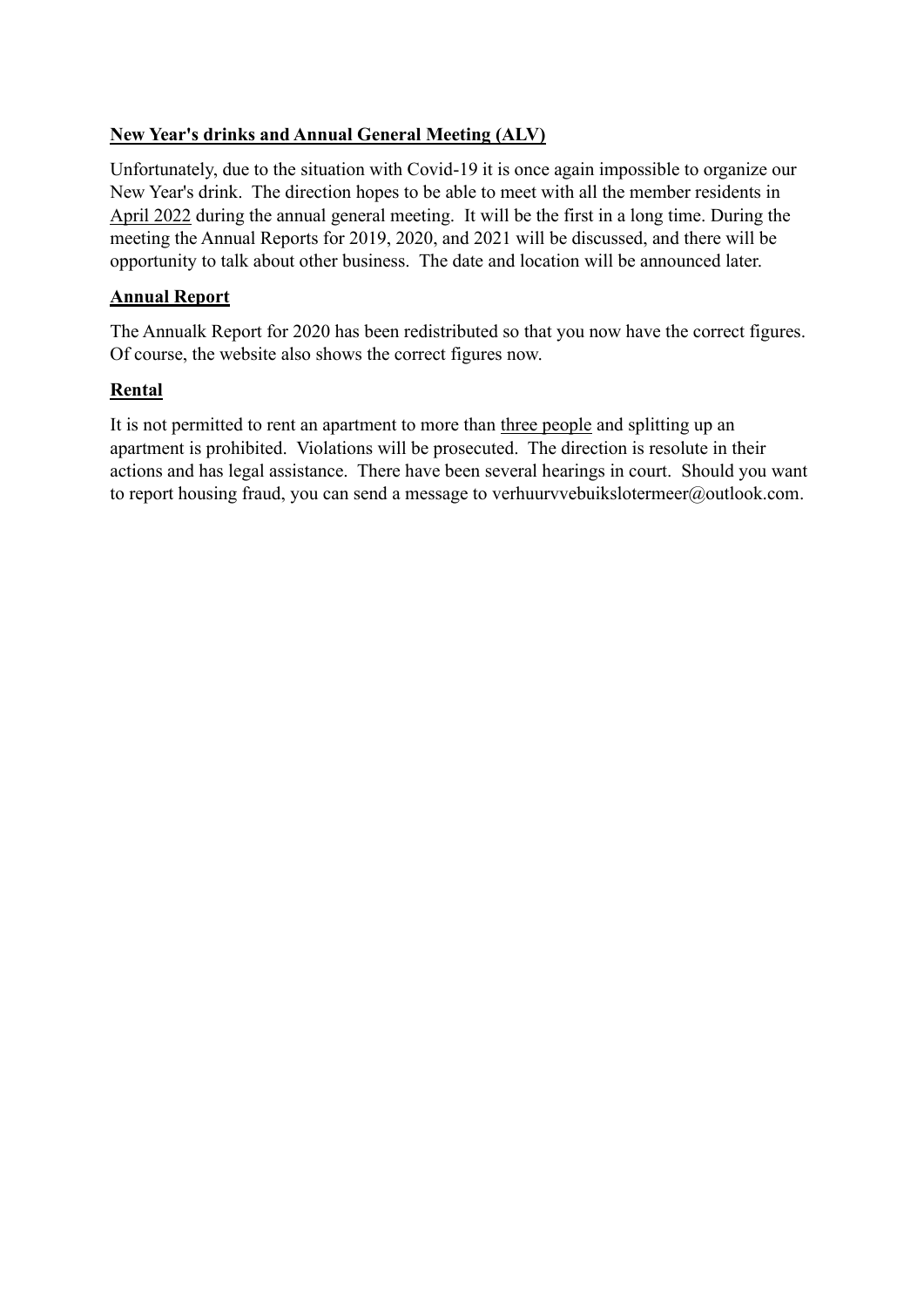**New Year's drinks and Annual General Meeting (ALV)**

Unfortunately, due to the situation with Covid-19 it is once again impossible to organize our New Year's drink. The direction hopes to be able to meet with all the member residents in April 2022 during the annual general meeting. It will be the first in a long time. During the meeting the Annual Reports for 2019, 2020, and 2021 will be discussed, and there will be opportunity to talk about other business. The date and location will be announced later.

**Annual Report**

The Annualk Report for 2020 has been redistributed so that you now have the correct figures. Of course, the website also shows the correct figures now.

**Rental**

It is not permitted to rent an apartment to more than three people and splitting up an apartment is prohibited. Violations will be prosecuted. The direction is resolute in their actions and has legal assistance. There have been several hearings in court. Should you want to report housing fraud, you can send a message to verhuurvvebuikslotermeer@outlook.com.